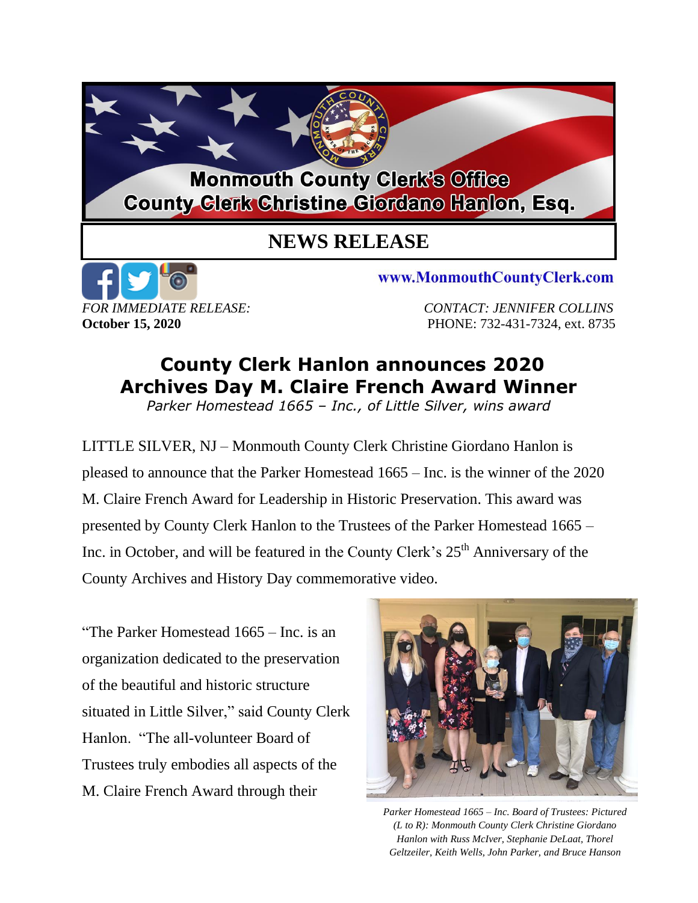**Monmouth County Clerk's Office**
**County Clerk Christine Giordano Hanlon, Esq.**

# NEWS RELEASE

www.MonmouthCountyClerk.com

*FOR IMMEDIATE RELEASE:*
**October 15, 2020**

*CONTACT: JENNIFER COLLINS*
PHONE: 732-431-7324, ext. 8735

## County Clerk Hanlon announces 2020 Archives Day M. Claire French Award Winner

*Parker Homestead 1665 – Inc., of Little Silver, wins award*

LITTLE SILVER, NJ – Monmouth County Clerk Christine Giordano Hanlon is pleased to announce that the Parker Homestead 1665 – Inc. is the winner of the 2020 M. Claire French Award for Leadership in Historic Preservation. This award was presented by County Clerk Hanlon to the Trustees of the Parker Homestead 1665 – Inc. in October, and will be featured in the County Clerk's 25th Anniversary of the County Archives and History Day commemorative video.

"The Parker Homestead 1665 – Inc. is an organization dedicated to the preservation of the beautiful and historic structure situated in Little Silver," said County Clerk Hanlon. "The all-volunteer Board of Trustees truly embodies all aspects of the M. Claire French Award through their

*Parker Homestead 1665 – Inc. Board of Trustees: Pictured (L to R): Monmouth County Clerk Christine Giordano Hanlon with Russ McIver, Stephanie DeLaat, Thorel Geltzeiler, Keith Wells, John Parker, and Bruce Hanson*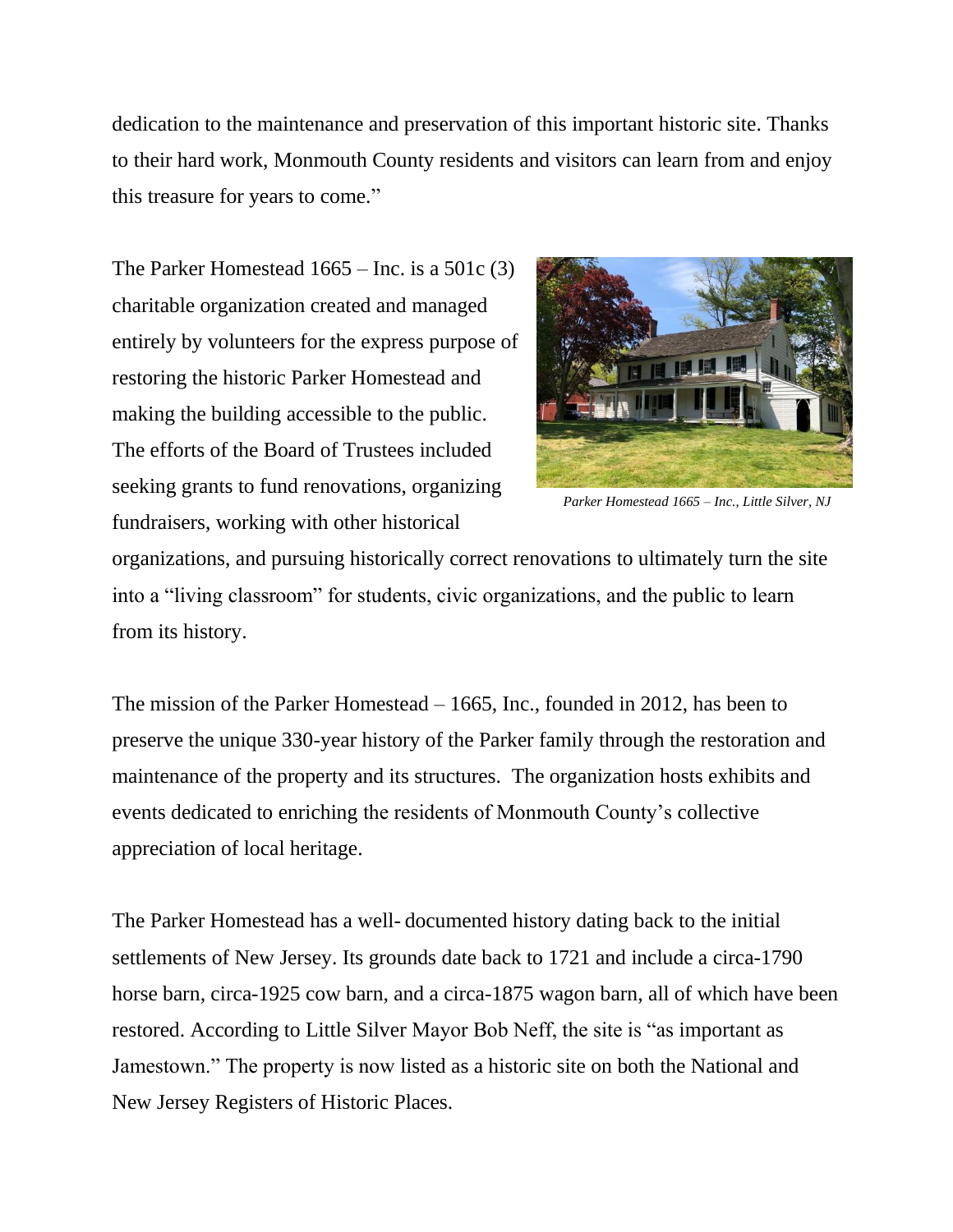dedication to the maintenance and preservation of this important historic site. Thanks to their hard work, Monmouth County residents and visitors can learn from and enjoy this treasure for years to come."

The Parker Homestead 1665 – Inc. is a 501c (3) charitable organization created and managed entirely by volunteers for the express purpose of restoring the historic Parker Homestead and making the building accessible to the public. The efforts of the Board of Trustees included seeking grants to fund renovations, organizing fundraisers, working with other historical organizations, and pursuing historically correct renovations to ultimately turn the site into a "living classroom" for students, civic organizations, and the public to learn from its history.

*Parker Homestead 1665 – Inc., Little Silver, NJ*

The mission of the Parker Homestead – 1665, Inc., founded in 2012, has been to preserve the unique 330-year history of the Parker family through the restoration and maintenance of the property and its structures. The organization hosts exhibits and events dedicated to enriching the residents of Monmouth County's collective appreciation of local heritage.

The Parker Homestead has a well- documented history dating back to the initial settlements of New Jersey. Its grounds date back to 1721 and include a circa-1790 horse barn, circa-1925 cow barn, and a circa-1875 wagon barn, all of which have been restored. According to Little Silver Mayor Bob Neff, the site is "as important as Jamestown." The property is now listed as a historic site on both the National and New Jersey Registers of Historic Places.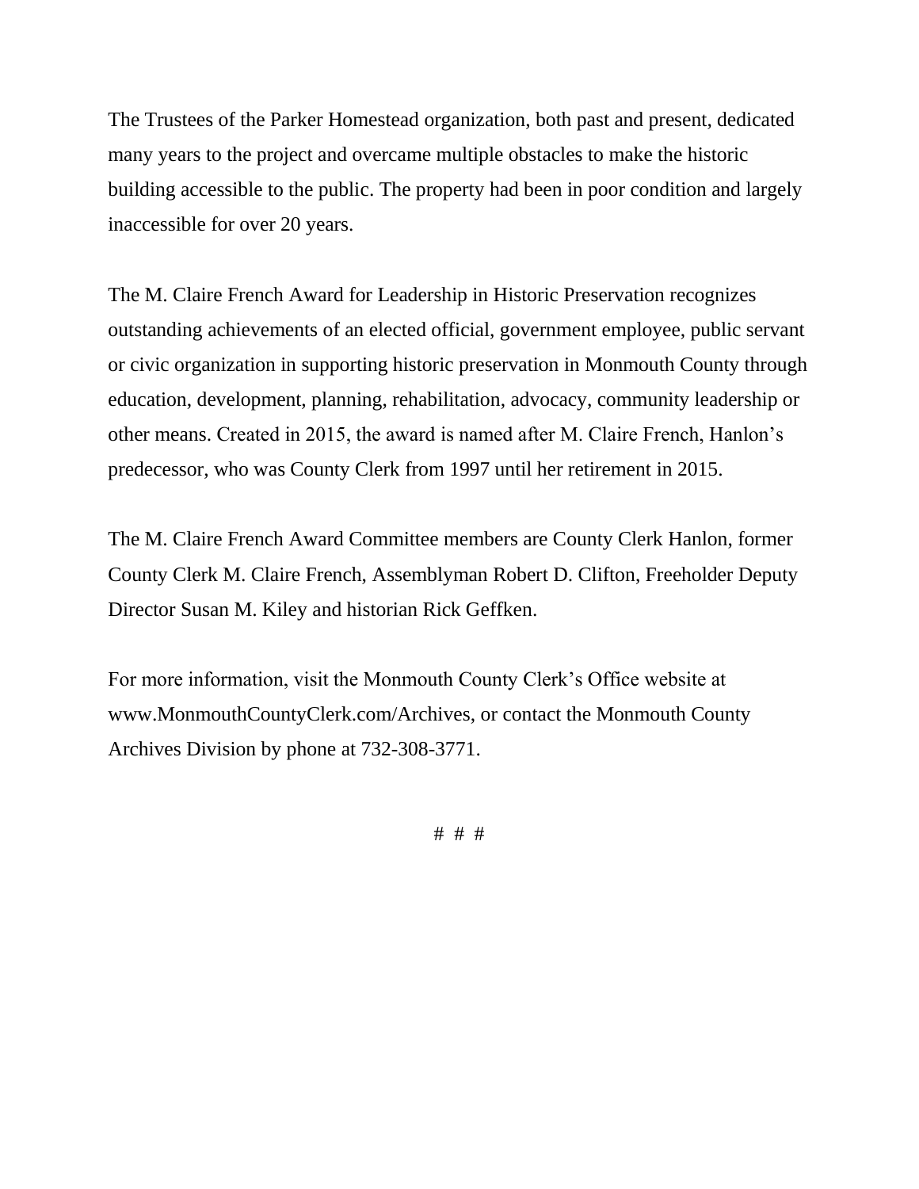The Trustees of the Parker Homestead organization, both past and present, dedicated many years to the project and overcame multiple obstacles to make the historic building accessible to the public. The property had been in poor condition and largely inaccessible for over 20 years.

The M. Claire French Award for Leadership in Historic Preservation recognizes outstanding achievements of an elected official, government employee, public servant or civic organization in supporting historic preservation in Monmouth County through education, development, planning, rehabilitation, advocacy, community leadership or other means. Created in 2015, the award is named after M. Claire French, Hanlon's predecessor, who was County Clerk from 1997 until her retirement in 2015.

The M. Claire French Award Committee members are County Clerk Hanlon, former County Clerk M. Claire French, Assemblyman Robert D. Clifton, Freeholder Deputy Director Susan M. Kiley and historian Rick Geffken.

For more information, visit the Monmouth County Clerk's Office website at www.MonmouthCountyClerk.com/Archives, or contact the Monmouth County Archives Division by phone at 732-308-3771.

# # #